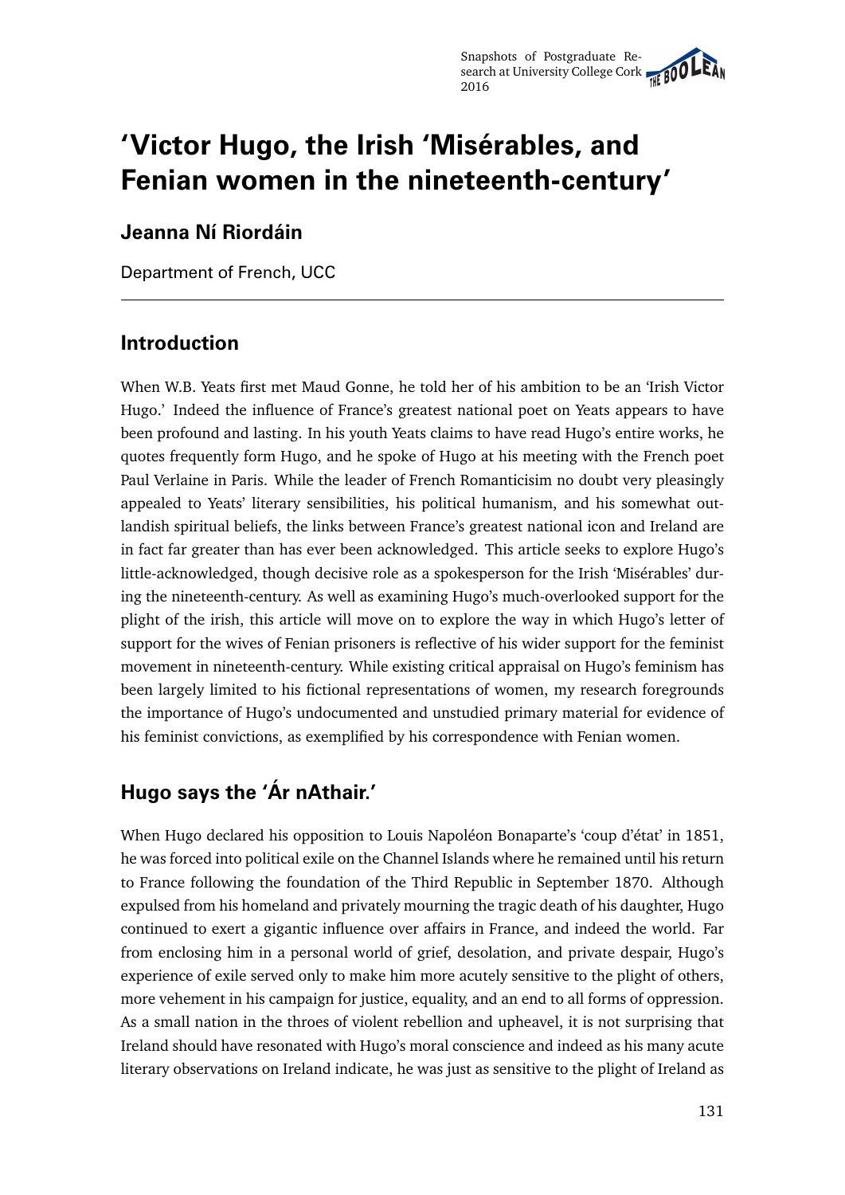# 'Victor Hugo, the Irish 'Misérables, and Fenian women in the nineteenth-century'

## Jeanna Ní Riordáin

Department of French, UCC

---

## Introduction

When W.B. Yeats first met Maud Gonne, he told her of his ambition to be an 'Irish Victor Hugo.' Indeed the influence of France's greatest national poet on Yeats appears to have been profound and lasting. In his youth Yeats claims to have read Hugo's entire works, he quotes frequently form Hugo, and he spoke of Hugo at his meeting with the French poet Paul Verlaine in Paris. While the leader of French Romanticisim no doubt very pleasingly appealed to Yeats' literary sensibilities, his political humanism, and his somewhat outlandish spiritual beliefs, the links between France's greatest national icon and Ireland are in fact far greater than has ever been acknowledged. This article seeks to explore Hugo's little-acknowledged, though decisive role as a spokesperson for the Irish 'Misérables' during the nineteenth-century. As well as examining Hugo's much-overlooked support for the plight of the irish, this article will move on to explore the way in which Hugo's letter of support for the wives of Fenian prisoners is reflective of his wider support for the feminist movement in nineteenth-century. While existing critical appraisal on Hugo's feminism has been largely limited to his fictional representations of women, my research foregrounds the importance of Hugo's undocumented and unstudied primary material for evidence of his feminist convictions, as exemplified by his correspondence with Fenian women.

## Hugo says the 'Ár nAthair.'

When Hugo declared his opposition to Louis Napoléon Bonaparte's 'coup d'état' in 1851, he was forced into political exile on the Channel Islands where he remained until his return to France following the foundation of the Third Republic in September 1870. Although expulsed from his homeland and privately mourning the tragic death of his daughter, Hugo continued to exert a gigantic influence over affairs in France, and indeed the world. Far from enclosing him in a personal world of grief, desolation, and private despair, Hugo's experience of exile served only to make him more acutely sensitive to the plight of others, more vehement in his campaign for justice, equality, and an end to all forms of oppression. As a small nation in the throes of violent rebellion and upheaval, it is not surprising that Ireland should have resonated with Hugo's moral conscience and indeed as his many acute literary observations on Ireland indicate, he was just as sensitive to the plight of Ireland as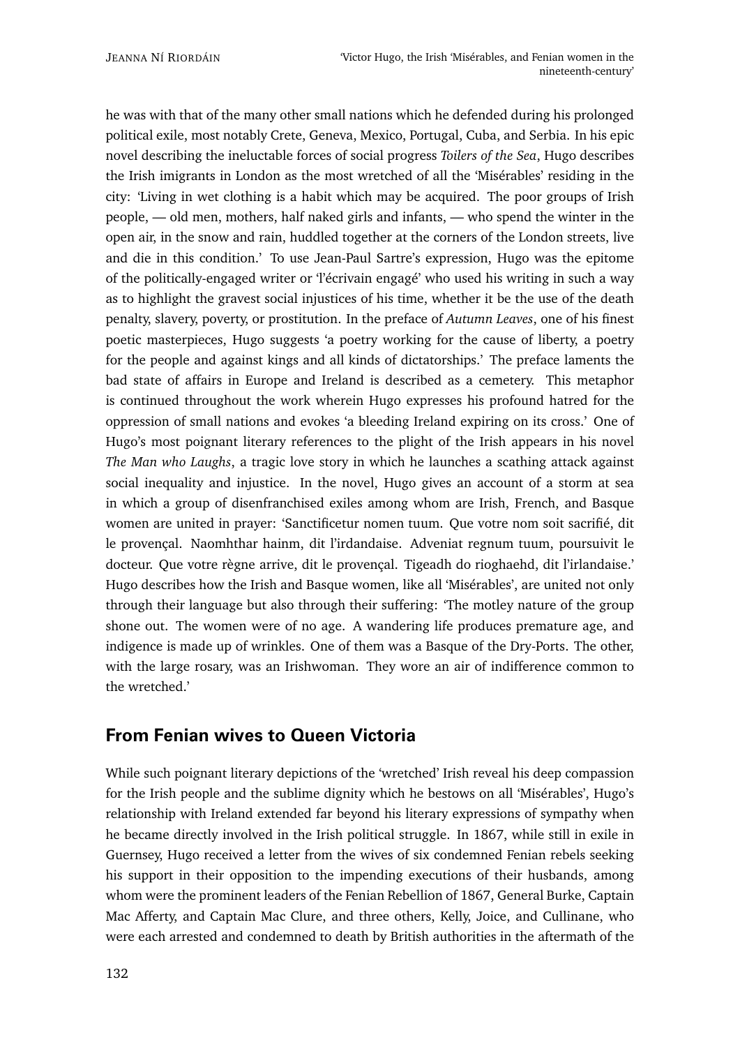he was with that of the many other small nations which he defended during his prolonged political exile, most notably Crete, Geneva, Mexico, Portugal, Cuba, and Serbia. In his epic novel describing the ineluctable forces of social progress *Toilers of the Sea*, Hugo describes the Irish imigrants in London as the most wretched of all the 'Misérables' residing in the city: 'Living in wet clothing is a habit which may be acquired. The poor groups of Irish people, — old men, mothers, half naked girls and infants, — who spend the winter in the open air, in the snow and rain, huddled together at the corners of the London streets, live and die in this condition.' To use Jean-Paul Sartre's expression, Hugo was the epitome of the politically-engaged writer or 'l'écrivain engagé' who used his writing in such a way as to highlight the gravest social injustices of his time, whether it be the use of the death penalty, slavery, poverty, or prostitution. In the preface of *Autumn Leaves*, one of his finest poetic masterpieces, Hugo suggests 'a poetry working for the cause of liberty, a poetry for the people and against kings and all kinds of dictatorships.' The preface laments the bad state of affairs in Europe and Ireland is described as a cemetery. This metaphor is continued throughout the work wherein Hugo expresses his profound hatred for the oppression of small nations and evokes 'a bleeding Ireland expiring on its cross.' One of Hugo's most poignant literary references to the plight of the Irish appears in his novel *The Man who Laughs*, a tragic love story in which he launches a scathing attack against social inequality and injustice. In the novel, Hugo gives an account of a storm at sea in which a group of disenfranchised exiles among whom are Irish, French, and Basque women are united in prayer: 'Sanctificetur nomen tuum. Que votre nom soit sacrifié, dit le provençal. Naomhthar hainm, dit l'irdandaise. Adveniat regnum tuum, poursuivit le docteur. Que votre règne arrive, dit le provençal. Tigeadh do rioghaehd, dit l'irlandaise.' Hugo describes how the Irish and Basque women, like all 'Misérables', are united not only through their language but also through their suffering: 'The motley nature of the group shone out. The women were of no age. A wandering life produces premature age, and indigence is made up of wrinkles. One of them was a Basque of the Dry-Ports. The other, with the large rosary, was an Irishwoman. They wore an air of indifference common to the wretched.'

## From Fenian wives to Queen Victoria

While such poignant literary depictions of the 'wretched' Irish reveal his deep compassion for the Irish people and the sublime dignity which he bestows on all 'Misérables', Hugo's relationship with Ireland extended far beyond his literary expressions of sympathy when he became directly involved in the Irish political struggle. In 1867, while still in exile in Guernsey, Hugo received a letter from the wives of six condemned Fenian rebels seeking his support in their opposition to the impending executions of their husbands, among whom were the prominent leaders of the Fenian Rebellion of 1867, General Burke, Captain Mac Afferty, and Captain Mac Clure, and three others, Kelly, Joice, and Cullinane, who were each arrested and condemned to death by British authorities in the aftermath of the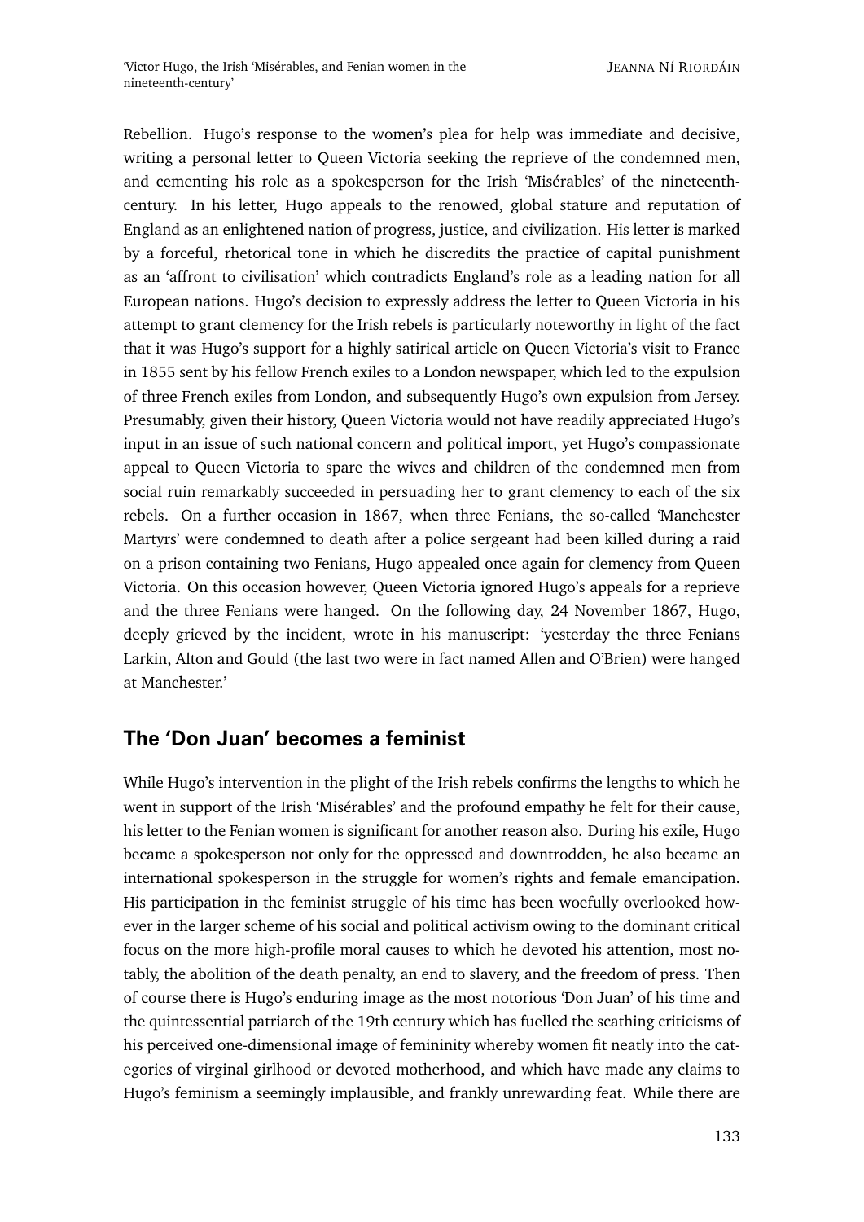Rebellion. Hugo's response to the women's plea for help was immediate and decisive, writing a personal letter to Queen Victoria seeking the reprieve of the condemned men, and cementing his role as a spokesperson for the Irish 'Misérables' of the nineteenth-century. In his letter, Hugo appeals to the renowed, global stature and reputation of England as an enlightened nation of progress, justice, and civilization. His letter is marked by a forceful, rhetorical tone in which he discredits the practice of capital punishment as an 'affront to civilisation' which contradicts England's role as a leading nation for all European nations. Hugo's decision to expressly address the letter to Queen Victoria in his attempt to grant clemency for the Irish rebels is particularly noteworthy in light of the fact that it was Hugo's support for a highly satirical article on Queen Victoria's visit to France in 1855 sent by his fellow French exiles to a London newspaper, which led to the expulsion of three French exiles from London, and subsequently Hugo's own expulsion from Jersey. Presumably, given their history, Queen Victoria would not have readily appreciated Hugo's input in an issue of such national concern and political import, yet Hugo's compassionate appeal to Queen Victoria to spare the wives and children of the condemned men from social ruin remarkably succeeded in persuading her to grant clemency to each of the six rebels. On a further occasion in 1867, when three Fenians, the so-called 'Manchester Martyrs' were condemned to death after a police sergeant had been killed during a raid on a prison containing two Fenians, Hugo appealed once again for clemency from Queen Victoria. On this occasion however, Queen Victoria ignored Hugo's appeals for a reprieve and the three Fenians were hanged. On the following day, 24 November 1867, Hugo, deeply grieved by the incident, wrote in his manuscript: 'yesterday the three Fenians Larkin, Alton and Gould (the last two were in fact named Allen and O'Brien) were hanged at Manchester.'

## The 'Don Juan' becomes a feminist

While Hugo's intervention in the plight of the Irish rebels confirms the lengths to which he went in support of the Irish 'Misérables' and the profound empathy he felt for their cause, his letter to the Fenian women is significant for another reason also. During his exile, Hugo became a spokesperson not only for the oppressed and downtrodden, he also became an international spokesperson in the struggle for women's rights and female emancipation. His participation in the feminist struggle of his time has been woefully overlooked however in the larger scheme of his social and political activism owing to the dominant critical focus on the more high-profile moral causes to which he devoted his attention, most notably, the abolition of the death penalty, an end to slavery, and the freedom of press. Then of course there is Hugo's enduring image as the most notorious 'Don Juan' of his time and the quintessential patriarch of the 19th century which has fuelled the scathing criticisms of his perceived one-dimensional image of femininity whereby women fit neatly into the categories of virginal girlhood or devoted motherhood, and which have made any claims to Hugo's feminism a seemingly implausible, and frankly unrewarding feat. While there are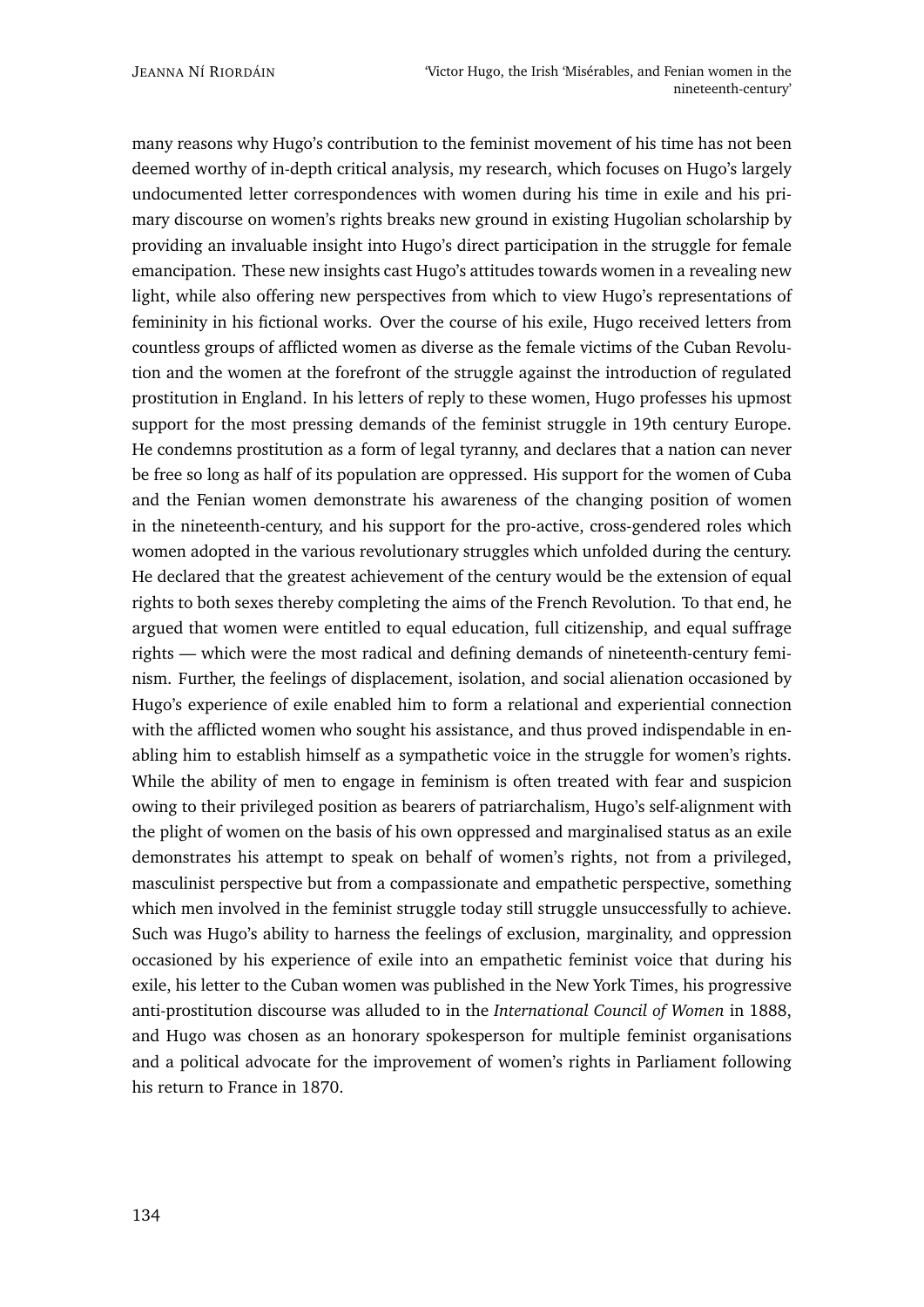many reasons why Hugo's contribution to the feminist movement of his time has not been deemed worthy of in-depth critical analysis, my research, which focuses on Hugo's largely undocumented letter correspondences with women during his time in exile and his primary discourse on women's rights breaks new ground in existing Hugolian scholarship by providing an invaluable insight into Hugo's direct participation in the struggle for female emancipation. These new insights cast Hugo's attitudes towards women in a revealing new light, while also offering new perspectives from which to view Hugo's representations of femininity in his fictional works. Over the course of his exile, Hugo received letters from countless groups of afflicted women as diverse as the female victims of the Cuban Revolution and the women at the forefront of the struggle against the introduction of regulated prostitution in England. In his letters of reply to these women, Hugo professes his upmost support for the most pressing demands of the feminist struggle in 19th century Europe. He condemns prostitution as a form of legal tyranny, and declares that a nation can never be free so long as half of its population are oppressed. His support for the women of Cuba and the Fenian women demonstrate his awareness of the changing position of women in the nineteenth-century, and his support for the pro-active, cross-gendered roles which women adopted in the various revolutionary struggles which unfolded during the century. He declared that the greatest achievement of the century would be the extension of equal rights to both sexes thereby completing the aims of the French Revolution. To that end, he argued that women were entitled to equal education, full citizenship, and equal suffrage rights — which were the most radical and defining demands of nineteenth-century feminism. Further, the feelings of displacement, isolation, and social alienation occasioned by Hugo's experience of exile enabled him to form a relational and experiential connection with the afflicted women who sought his assistance, and thus proved indispendable in enabling him to establish himself as a sympathetic voice in the struggle for women's rights. While the ability of men to engage in feminism is often treated with fear and suspicion owing to their privileged position as bearers of patriarchalism, Hugo's self-alignment with the plight of women on the basis of his own oppressed and marginalised status as an exile demonstrates his attempt to speak on behalf of women's rights, not from a privileged, masculinist perspective but from a compassionate and empathetic perspective, something which men involved in the feminist struggle today still struggle unsuccessfully to achieve. Such was Hugo's ability to harness the feelings of exclusion, marginality, and oppression occasioned by his experience of exile into an empathetic feminist voice that during his exile, his letter to the Cuban women was published in the New York Times, his progressive anti-prostitution discourse was alluded to in the *International Council of Women* in 1888, and Hugo was chosen as an honorary spokesperson for multiple feminist organisations and a political advocate for the improvement of women's rights in Parliament following his return to France in 1870.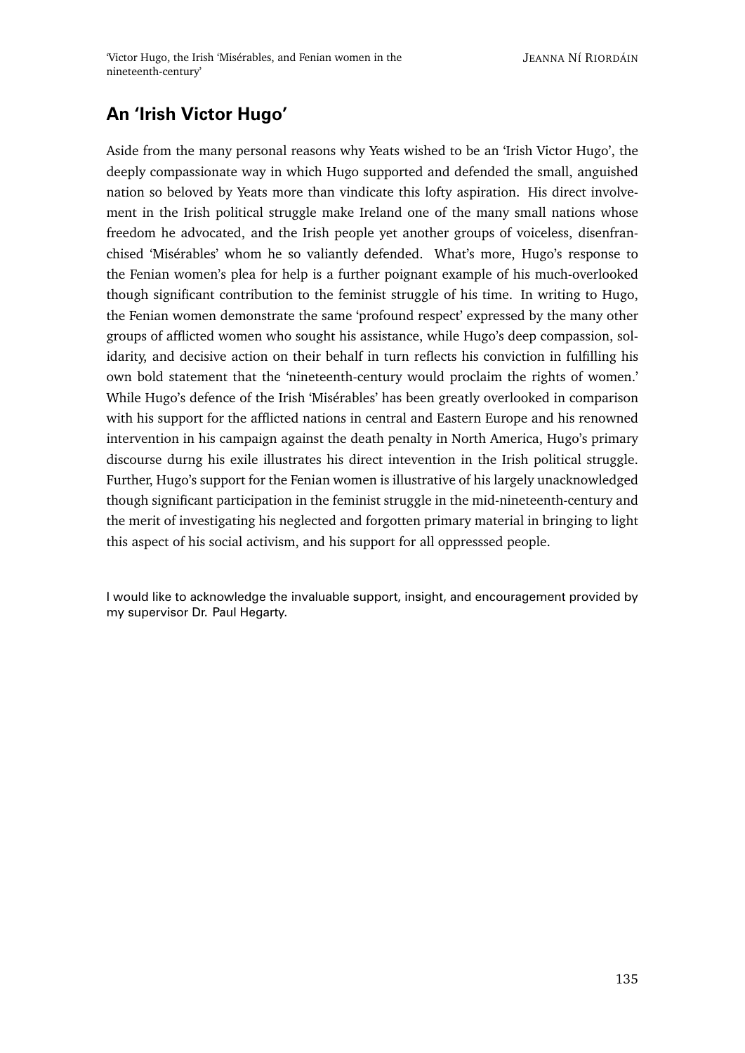## An 'Irish Victor Hugo'

Aside from the many personal reasons why Yeats wished to be an 'Irish Victor Hugo', the deeply compassionate way in which Hugo supported and defended the small, anguished nation so beloved by Yeats more than vindicate this lofty aspiration. His direct involvement in the Irish political struggle make Ireland one of the many small nations whose freedom he advocated, and the Irish people yet another groups of voiceless, disenfranchised 'Misérables' whom he so valiantly defended. What's more, Hugo's response to the Fenian women's plea for help is a further poignant example of his much-overlooked though significant contribution to the feminist struggle of his time. In writing to Hugo, the Fenian women demonstrate the same 'profound respect' expressed by the many other groups of afflicted women who sought his assistance, while Hugo's deep compassion, solidarity, and decisive action on their behalf in turn reflects his conviction in fulfilling his own bold statement that the 'nineteenth-century would proclaim the rights of women.' While Hugo's defence of the Irish 'Misérables' has been greatly overlooked in comparison with his support for the afflicted nations in central and Eastern Europe and his renowned intervention in his campaign against the death penalty in North America, Hugo's primary discourse durng his exile illustrates his direct intevention in the Irish political struggle. Further, Hugo's support for the Fenian women is illustrative of his largely unacknowledged though significant participation in the feminist struggle in the mid-nineteenth-century and the merit of investigating his neglected and forgotten primary material in bringing to light this aspect of his social activism, and his support for all oppresssed people.

I would like to acknowledge the invaluable support, insight, and encouragement provided by my supervisor Dr. Paul Hegarty.